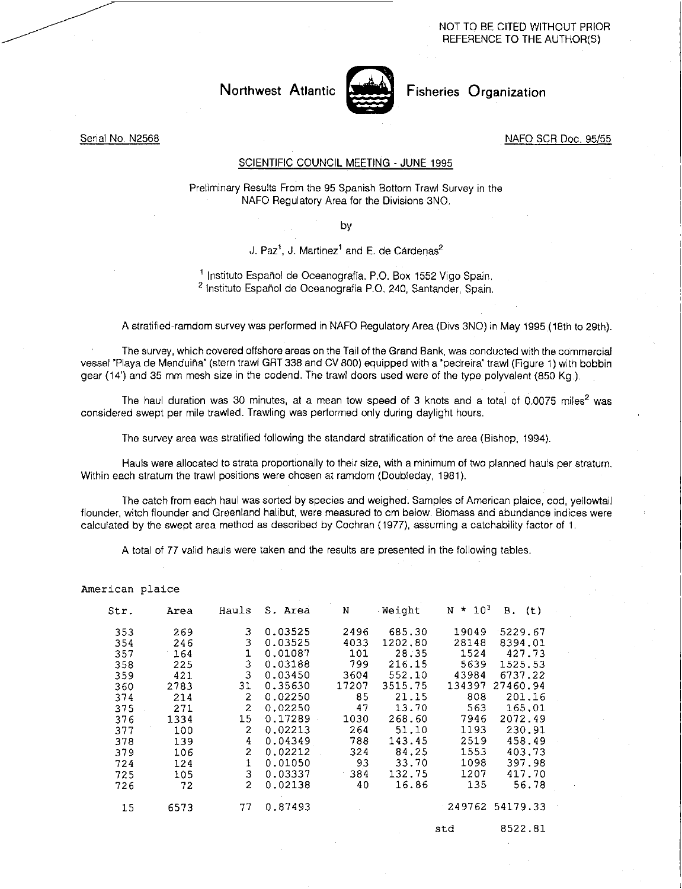NOT TO BE CITED WITHOUT PRIOR REFERENCE TO THE AUTHOR(S)

# Northwest Atlantic Fisheries Organization

Serial No. N2568 NAFO SCR Doc. 95/55

## SCIENTIFIC COUNCIL MEETING - JUNE 1995

### Preliminary Results From the 95 Spanish Bottom Trawl Survey in the NAFO Regulatory Area for the Divisions 3NO.

by

J. Paz[1], J. Martinez[1] and E. de Cárdenas[2]

[1] Instituto Español de Oceanografía. P.O. Box 1552 Vigo Spain.
[2] Instituto Español de Oceanografía P.O. 240, Santander, Spain.

A stratified-ramdom survey was performed in NAFO Regulatory Area (Divs 3NO) in May 1995 (18th to 29th).

The survey, which covered offshore areas on the Tail of the Grand Bank, was conducted with the commercial vessel "Playa de Menduiña" (stern trawl GRT 338 and CV 800) equipped with a "pedreira" trawl (Figure 1) with bobbin gear (14') and 35 mm mesh size in the codend. The trawl doors used were of the type polyvalent (850 Kg.).

The haul duration was 30 minutes, at a mean tow speed of 3 knots and a total of 0.0075 miles$^2$ was considered swept per mile trawled. Trawling was performed only during daylight hours.

The survey area was stratified following the standard stratification of the area (Bishop, 1994).

Hauls were allocated to strata proportionally to their size, with a minimum of two planned hauls per stratum. Within each stratum the trawl positions were chosen at ramdom (Doubleday, 1981).

The catch from each haul was sorted by species and weighed. Samples of American plaice, cod, yellowtail flounder, witch flounder and Greenland halibut, were measured to cm below. Biomass and abundance indices were calculated by the swept area method as described by Cochran (1977), assuming a catchability factor of 1.

A total of 77 valid hauls were taken and the results are presented in the following tables.

American plaice

| Str. | Area | Hauls | S. Area | N | Weight | N * $10^3$ | B. (t) |
|---|---|---|---|---|---|---|---|
| 353 | 269 | 3 | 0.03525 | 2496 | 685.30 | 19049 | 5229.67 |
| 354 | 246 | 3 | 0.03525 | 4033 | 1202.80 | 28148 | 8394.01 |
| 357 | 164 | 1 | 0.01087 | 101 | 28.35 | 1524 | 427.73 |
| 358 | 225 | 3 | 0.03188 | 799 | 216.15 | 5639 | 1525.53 |
| 359 | 421 | 3 | 0.03450 | 3604 | 552.10 | 43984 | 6737.22 |
| 360 | 2783 | 31 | 0.35630 | 17207 | 3515.75 | 134397 | 27460.94 |
| 374 | 214 | 2 | 0.02250 | 85 | 21.15 | 808 | 201.16 |
| 375 | 271 | 2 | 0.02250 | 47 | 13.70 | 563 | 165.01 |
| 376 | 1334 | 15 | 0.17289 | 1030 | 268.60 | 7946 | 2072.49 |
| 377 | 100 | 2 | 0.02213 | 264 | 51.10 | 1193 | 230.91 |
| 378 | 139 | 4 | 0.04349 | 788 | 143.45 | 2519 | 458.49 |
| 379 | 106 | 2 | 0.02212 | 324 | 84.25 | 1553 | 403.73 |
| 724 | 124 | 1 | 0.01050 | 93 | 33.70 | 1098 | 397.98 |
| 725 | 105 | 3 | 0.03337 | 384 | 132.75 | 1207 | 417.70 |
| 726 | 72 | 2 | 0.02138 | 40 | 16.86 | 135 | 56.78 |
| 15 | 6573 | 77 | 0.87493 | | | 249762 | 54179.33 |
| | | | | | | std | 8522.81 |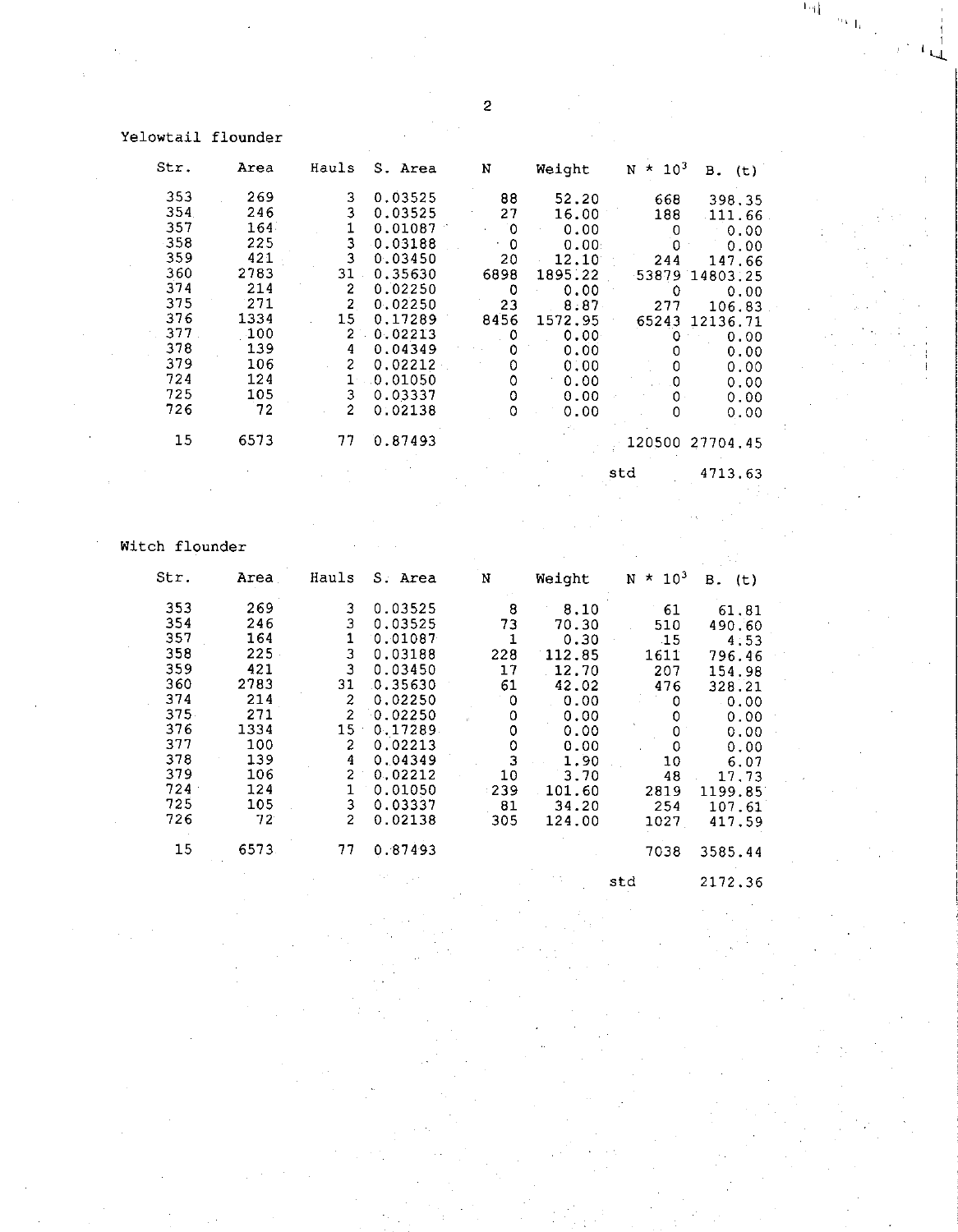Yelowtail flounder

| Str. | Area | Hauls | S. Area | N | Weight | N * $10^3$ | B. (t) |
|---|---|---|---|---|---|---|---|
| 353 | 269 | 3 | 0.03525 | 88 | 52.20 | 668 | 398.35 |
| 354 | 246 | 3 | 0.03525 | 27 | 16.00 | 188 | 111.66 |
| 357 | 164 | 1 | 0.01087 | 0 | 0.00 | 0 | 0.00 |
| 358 | 225 | 3 | 0.03188 | 0 | 0.00 | 0 | 0.00 |
| 359 | 421 | 3 | 0.03450 | 20 | 12.10 | 244 | 147.66 |
| 360 | 2783 | 31 | 0.35630 | 6898 | 1895.22 | 53879 | 14803.25 |
| 374 | 214 | 2 | 0.02250 | 0 | 0.00 | 0 | 0.00 |
| 375 | 271 | 2 | 0.02250 | 23 | 8.87 | 277 | 106.83 |
| 376 | 1334 | 15 | 0.17289 | 8456 | 1572.95 | 65243 | 12136.71 |
| 377 | 100 | 2 | 0.02213 | 0 | 0.00 | 0 | 0.00 |
| 378 | 139 | 4 | 0.04349 | 0 | 0.00 | 0 | 0.00 |
| 379 | 106 | 2 | 0.02212 | 0 | 0.00 | 0 | 0.00 |
| 724 | 124 | 1 | 0.01050 | 0 | 0.00 | 0 | 0.00 |
| 725 | 105 | 3 | 0.03337 | 0 | 0.00 | 0 | 0.00 |
| 726 | 72 | 2 | 0.02138 | 0 | 0.00 | 0 | 0.00 |
| 15 | 6573 | 77 | 0.87493 | | | 120500 | 27704.45 |
| | | | | | | std | 4713.63 |

Witch flounder

| Str. | Area | Hauls | S. Area | N | Weight | N * $10^3$ | B. (t) |
|---|---|---|---|---|---|---|---|
| 353 | 269 | 3 | 0.03525 | 8 | 8.10 | 61 | 61.81 |
| 354 | 246 | 3 | 0.03525 | 73 | 70.30 | 510 | 490.60 |
| 357 | 164 | 1 | 0.01087 | 1 | 0.30 | 15 | 4.53 |
| 358 | 225 | 3 | 0.03188 | 228 | 112.85 | 1611 | 796.46 |
| 359 | 421 | 3 | 0.03450 | 17 | 12.70 | 207 | 154.98 |
| 360 | 2783 | 31 | 0.35630 | 61 | 42.02 | 476 | 328.21 |
| 374 | 214 | 2 | 0.02250 | 0 | 0.00 | 0 | 0.00 |
| 375 | 271 | 2 | 0.02250 | 0 | 0.00 | 0 | 0.00 |
| 376 | 1334 | 15 | 0.17289 | 0 | 0.00 | 0 | 0.00 |
| 377 | 100 | 2 | 0.02213 | 0 | 0.00 | 0 | 0.00 |
| 378 | 139 | 4 | 0.04349 | 3 | 1.90 | 10 | 6.07 |
| 379 | 106 | 2 | 0.02212 | 10 | 3.70 | 48 | 17.73 |
| 724 | 124 | 1 | 0.01050 | 239 | 101.60 | 2819 | 1199.85 |
| 725 | 105 | 3 | 0.03337 | 81 | 34.20 | 254 | 107.61 |
| 726 | 72 | 2 | 0.02138 | 305 | 124.00 | 1027 | 417.59 |
| 15 | 6573 | 77 | 0.87493 | | | 7038 | 3585.44 |
| | | | | | | std | 2172.36 |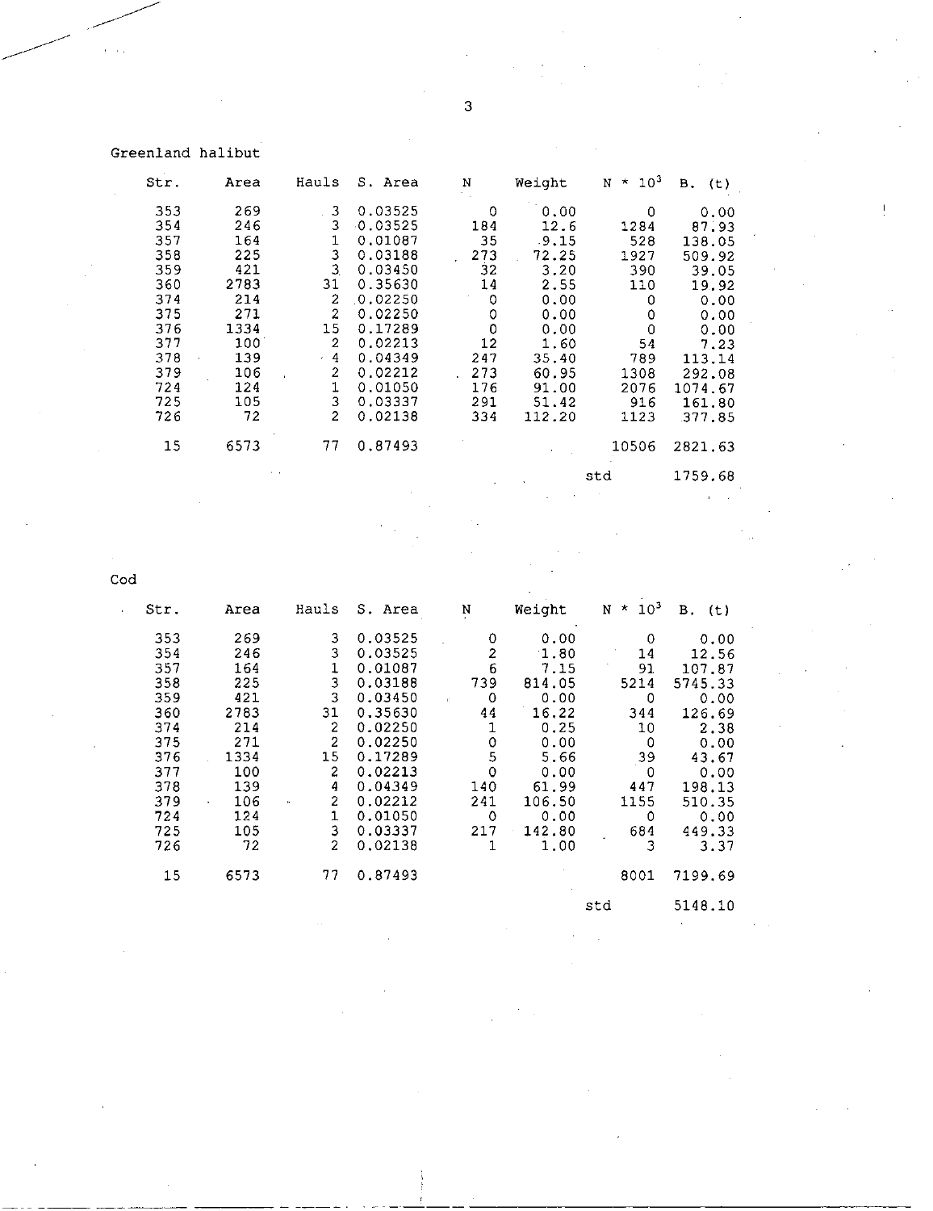Greenland halibut

| Str. | Area | Hauls | S. Area | N | Weight | $N * 10^3$ | B. (t) |
|---|---|---|---|---|---|---|---|
| 353 | 269 | 3 | 0.03525 | 0 | 0.00 | 0 | 0.00 |
| 354 | 246 | 3 | 0.03525 | 184 | 12.6 | 1284 | 87.93 |
| 357 | 164 | 1 | 0.01087 | 35 | 9.15 | 528 | 138.05 |
| 358 | 225 | 3 | 0.03188 | 273 | 72.25 | 1927 | 509.92 |
| 359 | 421 | 3 | 0.03450 | 32 | 3.20 | 390 | 39.05 |
| 360 | 2783 | 31 | 0.35630 | 14 | 2.55 | 110 | 19.92 |
| 374 | 214 | 2 | 0.02250 | 0 | 0.00 | 0 | 0.00 |
| 375 | 271 | 2 | 0.02250 | 0 | 0.00 | 0 | 0.00 |
| 376 | 1334 | 15 | 0.17289 | 0 | 0.00 | 0 | 0.00 |
| 377 | 100 | 2 | 0.02213 | 12 | 1.60 | 54 | 7.23 |
| 378 | 139 | 4 | 0.04349 | 247 | 35.40 | 789 | 113.14 |
| 379 | 106 | 2 | 0.02212 | 273 | 60.95 | 1308 | 292.08 |
| 724 | 124 | 1 | 0.01050 | 176 | 91.00 | 2076 | 1074.67 |
| 725 | 105 | 3 | 0.03337 | 291 | 51.42 | 916 | 161.80 |
| 726 | 72 | 2 | 0.02138 | 334 | 112.20 | 1123 | 377.85 |
| 15 | 6573 | 77 | 0.87493 | | | 10506 | 2821.63 |
| | | | | | | std | 1759.68 |

Cod

| Str. | Area | Hauls | S. Area | N | Weight | $N * 10^3$ | B. (t) |
|---|---|---|---|---|---|---|---|
| 353 | 269 | 3 | 0.03525 | 0 | 0.00 | 0 | 0.00 |
| 354 | 246 | 3 | 0.03525 | 2 | 1.80 | 14 | 12.56 |
| 357 | 164 | 1 | 0.01087 | 6 | 7.15 | 91 | 107.87 |
| 358 | 225 | 3 | 0.03188 | 739 | 814.05 | 5214 | 5745.33 |
| 359 | 421 | 3 | 0.03450 | 0 | 0.00 | 0 | 0.00 |
| 360 | 2783 | 31 | 0.35630 | 44 | 16.22 | 344 | 126.69 |
| 374 | 214 | 2 | 0.02250 | 1 | 0.25 | 10 | 2.38 |
| 375 | 271 | 2 | 0.02250 | 0 | 0.00 | 0 | 0.00 |
| 376 | 1334 | 15 | 0.17289 | 5 | 5.66 | 39 | 43.67 |
| 377 | 100 | 2 | 0.02213 | 0 | 0.00 | 0 | 0.00 |
| 378 | 139 | 4 | 0.04349 | 140 | 61.99 | 447 | 198.13 |
| 379 | 106 | 2 | 0.02212 | 241 | 106.50 | 1155 | 510.35 |
| 724 | 124 | 1 | 0.01050 | 0 | 0.00 | 0 | 0.00 |
| 725 | 105 | 3 | 0.03337 | 217 | 142.80 | 684 | 449.33 |
| 726 | 72 | 2 | 0.02138 | 1 | 1.00 | 3 | 3.37 |
| 15 | 6573 | 77 | 0.87493 | | | 8001 | 7199.69 |
| | | | | | | std | 5148.10 |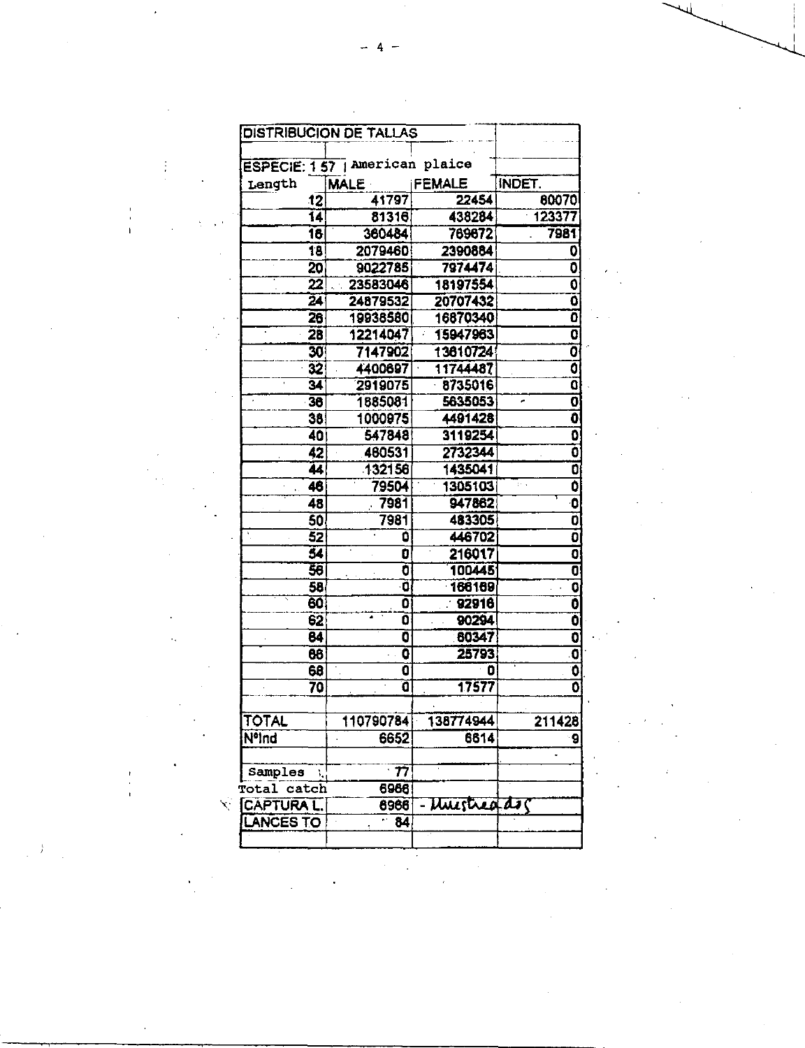| DISTRIBUCION DE TALLAS | | | |
|---|---|---|---|
| ESPECIE: 1 57 | American plaice | | |
| Length | MALE | FEMALE | INDET. |
| 12 | 41797 | 22454 | 80070 |
| 14 | 81316 | 438284 | 123377 |
| 16 | 360484 | 769672 | 7981 |
| 18 | 2079460 | 2390884 | 0 |
| 20 | 9022785 | 7974474 | 0 |
| 22 | 23583046 | 18197554 | 0 |
| 24 | 24879532 | 20707432 | 0 |
| 26 | 19938580 | 16870340 | 0 |
| 28 | 12214047 | 15947963 | 0 |
| 30 | 7147902 | 13610724 | 0 |
| 32 | 4400697 | 11744487 | 0 |
| 34 | 2919075 | 8735016 | 0 |
| 36 | 1685081 | 5635053 | 0 |
| 38 | 1000975 | 4491428 | 0 |
| 40 | 547848 | 3119254 | 0 |
| 42 | 460531 | 2732344 | 0 |
| 44 | 132156 | 1435041 | 0 |
| 46 | 79504 | 1305103 | 0 |
| 48 | 7981 | 947862 | 0 |
| 50 | 7981 | 483305 | 0 |
| 52 | 0 | 446702 | 0 |
| 54 | 0 | 216017 | 0 |
| 56 | 0 | 100445 | 0 |
| 58 | 0 | 166169 | 0 |
| 60 | 0 | 92916 | 0 |
| 62 | 0 | 90294 | 0 |
| 64 | 0 | 60347 | 0 |
| 66 | 0 | 25793 | 0 |
| 68 | 0 | 0 | 0 |
| 70 | 0 | 17577 | 0 |
| | | | |
| TOTAL | 110790784 | 138774944 | 211428 |
| Nºind | 6652 | 6614 | 9 |
| | | | |
| Samples | 77 | | |
| Total catch | 6966 | | |
| CAPTURA L. | 6966 | - Muestreados | |
| LANCES TO | 84 | | |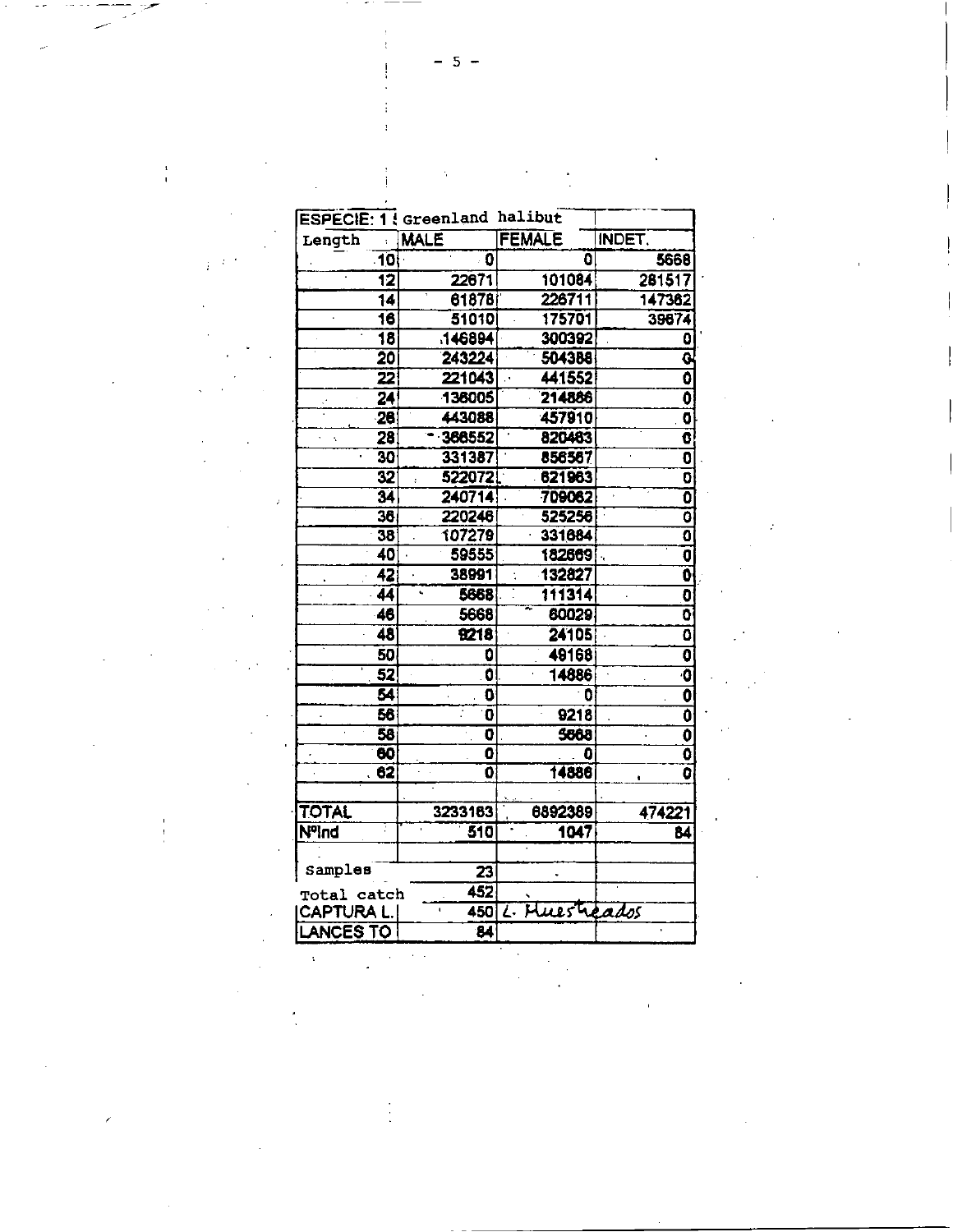| ESPECIE: 1 | Greenland halibut | | |
|---|---|---|---|
| Length | MALE | FEMALE | INDET. |
| 10 | 0 | 0 | 5668 |
| 12 | 22671 | 101084 | 281517 |
| 14 | 61878 | 226711 | 147362 |
| 16 | 51010 | 175701 | 39674 |
| 18 | 146894 | 300392 | 0 |
| 20 | 243224 | 504388 | 0 |
| 22 | 221043 | 441552 | 0 |
| 24 | 136005 | 214886 | 0 |
| 26 | 443088 | 457910 | 0 |
| 28 | 368552 | 820483 | 0 |
| 30 | 331387 | 856567 | 0 |
| 32 | 522072 | 621963 | 0 |
| 34 | 240714 | 709062 | 0 |
| 36 | 220246 | 525256 | 0 |
| 38 | 107279 | 331684 | 0 |
| 40 | 59555 | 182669 | 0 |
| 42 | 38991 | 132827 | 0 |
| 44 | 5668 | 111314 | 0 |
| 46 | 5668 | 60029 | 0 |
| 48 | 9218 | 24105 | 0 |
| 50 | 0 | 49168 | 0 |
| 52 | 0 | 14886 | 0 |
| 54 | 0 | 0 | 0 |
| 56 | 0 | 9218 | 0 |
| 58 | 0 | 5668 | 0 |
| 60 | 0 | 0 | 0 |
| 62 | 0 | 14886 | 0 |
| | | | |
| TOTAL | 3233163 | 6892389 | 474221 |
| NºInd | 510 | 1047 | 84 |
| | | | |
| Samples | 23 | | |
| Total catch | 452 | | |
| CAPTURA L. | 450 | L. Muestreados | |
| LANCES TO | 84 | | |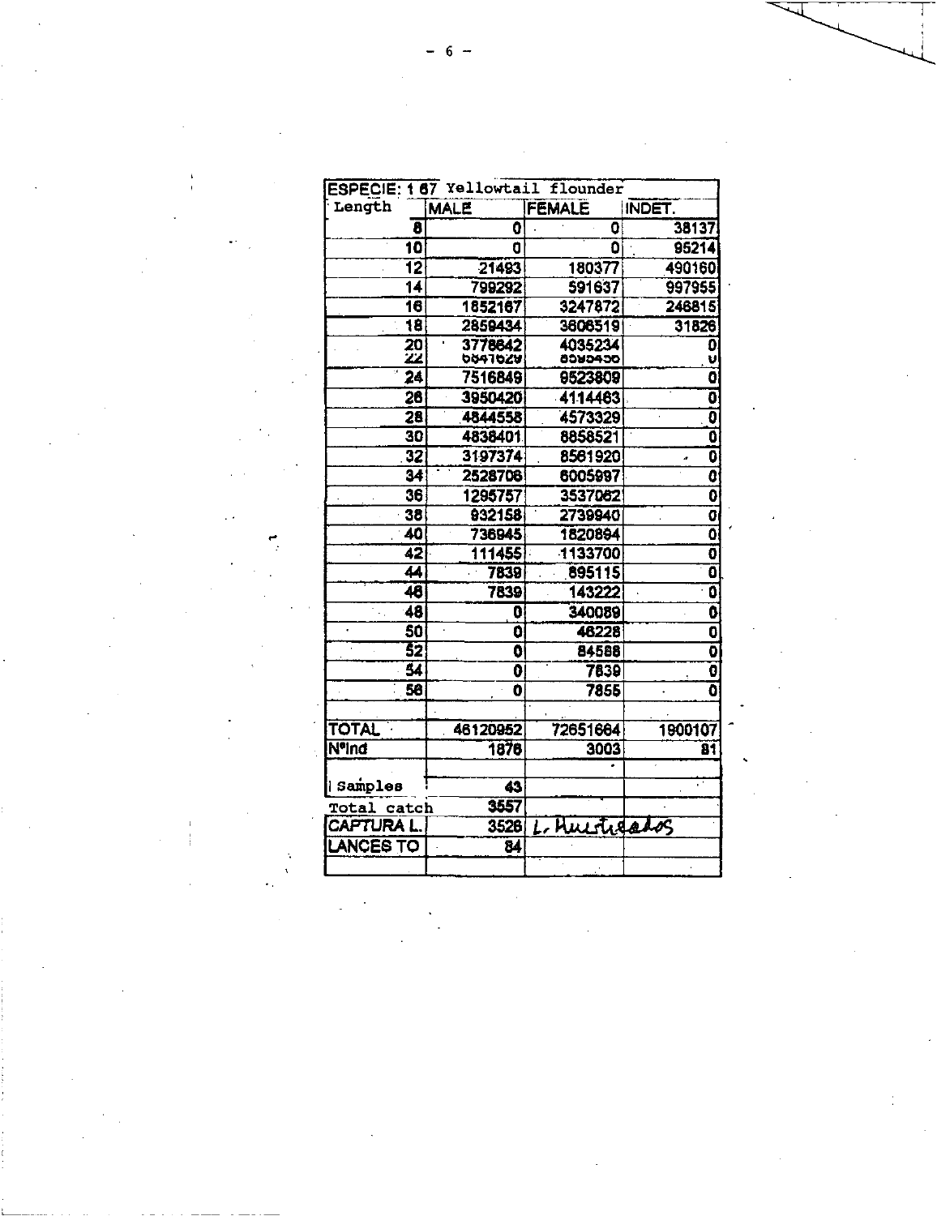| ESPECIE: 1 67 Yellowtail flounder | | | |
|---|---|---|---|
| Length | MALE | FEMALE | INDET. |
| 8 | 0 | 0 | 38137 |
| 10 | 0 | 0 | 95214 |
| 12 | 21493 | 180377 | 490160 |
| 14 | 799292 | 591637 | 997955 |
| 16 | 1852167 | 3247872 | 246815 |
| 18 | 2859434 | 3606519 | 31826 |
| 20 | 3778642 | 4035234 | 0 |
| 22 | 6841623 | 8595454 | 0 |
| 24 | 7516849 | 9523809 | 0 |
| 26 | 3950420 | 4114463 | 0 |
| 28 | 4844558 | 4573329 | 0 |
| 30 | 4838401 | 8858521 | 0 |
| 32 | 3197374 | 8561920 | 0 |
| 34 | 2528706 | 6005997 | 0 |
| 36 | 1295757 | 3537062 | 0 |
| 38 | 932158 | 2739940 | 0 |
| 40 | 736945 | 1820894 | 0 |
| 42 | 111455 | 1133700 | 0 |
| 44 | 7839 | 895115 | 0 |
| 46 | 7839 | 143222 | 0 |
| 48 | 0 | 340089 | 0 |
| 50 | 0 | 46228 | 0 |
| 52 | 0 | 84588 | 0 |
| 54 | 0 | 7839 | 0 |
| 56 | 0 | 7855 | 0 |
| | | | |
| TOTAL | 46120952 | 72651664 | 1900107 |
| NºInd | 1876 | 3003 | 81 |
| | | | |
| Samples | 43 | | |
| Total catch | 3557 | | |
| CAPTURA L. | 3526 | L. Huertecados | |
| LANCES TO | 84 | | |
| | | | |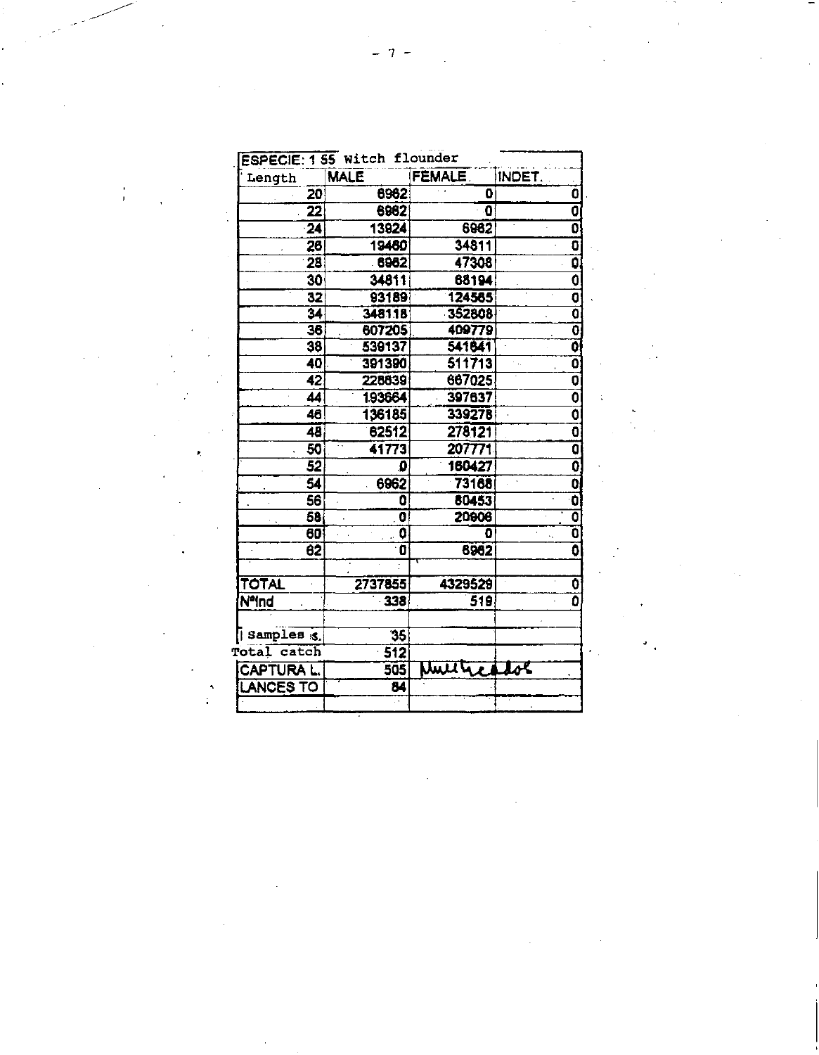| ESPECIE: 1 55 Witch flounder | | | |
|---|---|---|---|
| Length | MALE | FEMALE | INDET. |
| 20 | 6962 | 0 | 0 |
| 22 | 6962 | 0 | 0 |
| 24 | 13924 | 6962 | 0 |
| 26 | 19460 | 34811 | 0 |
| 28 | 6962 | 47308 | 0 |
| 30 | 34811 | 68194 | 0 |
| 32 | 93189 | 124565 | 0 |
| 34 | 348118 | 352608 | 0 |
| 36 | 607205 | 409779 | 0 |
| 38 | 539137 | 541641 | 0 |
| 40 | 391390 | 511713 | 0 |
| 42 | 228639 | 667025 | 0 |
| 44 | 193664 | 397637 | 0 |
| 46 | 136185 | 339278 | 0 |
| 48 | 62512 | 278121 | 0 |
| 50 | 41773 | 207771 | 0 |
| 52 | 0 | 160427 | 0 |
| 54 | 6962 | 73168 | 0 |
| 56 | 0 | 80453 | 0 |
| 58 | 0 | 20906 | 0 |
| 60 | 0 | 0 | 0 |
| 62 | 0 | 6962 | 0 |
| | | | |
| TOTAL | 2737855 | 4329529 | 0 |
| Nºind | 338 | 519 | 0 |
| | | | |
| Samples s. | 35 | | |
| Total catch | 512 | | |
| CAPTURA L. | 505 | Multicatch | |
| LANCES TO | 84 | | |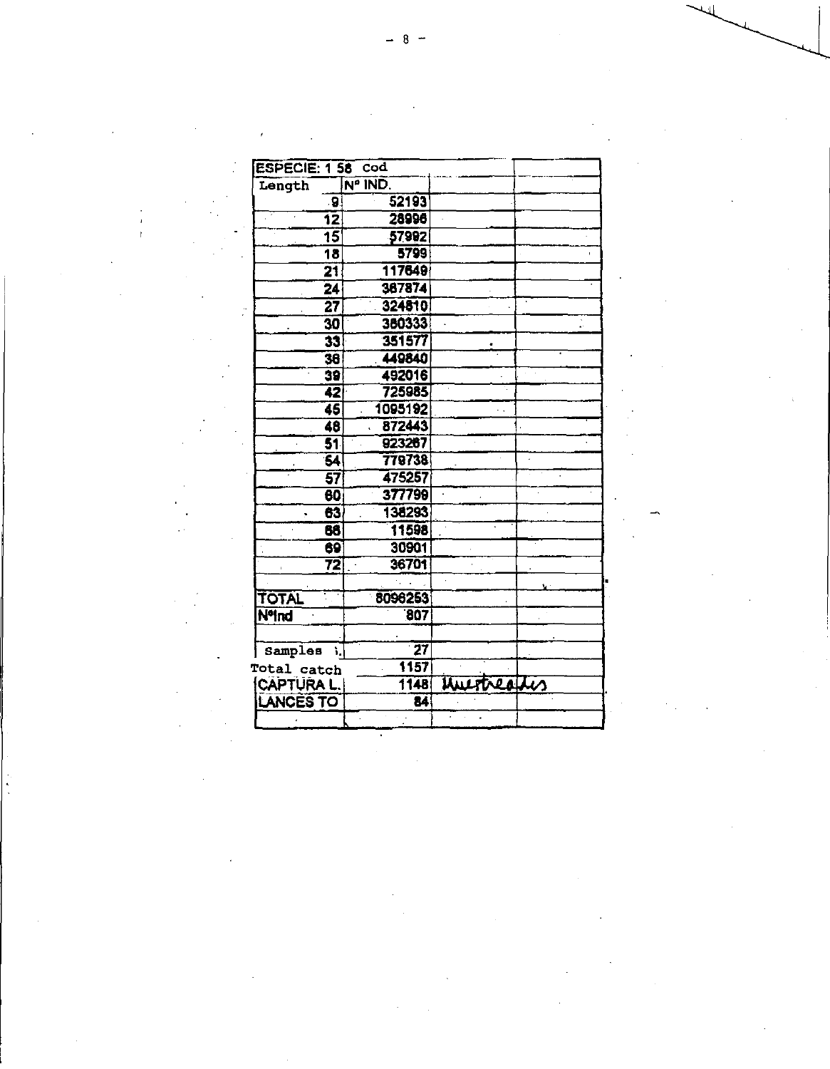| ESPECIE: 1 58 Cod | | | |
|---|---|---|---|
| Length | Nº IND. | | |
| 9 | 52193 | | |
| 12 | 28996 | | |
| 15 | 57992 | | |
| 18 | 5799 | | |
| 21 | 117649 | | |
| 24 | 387874 | | |
| 27 | 324810 | | |
| 30 | 380333 | | |
| 33 | 351577 | | |
| 36 | 449840 | | |
| 39 | 492016 | | |
| 42 | 725985 | | |
| 45 | 1095192 | | |
| 48 | 872443 | | |
| 51 | 923267 | | |
| 54 | 779738 | | |
| 57 | 475257 | | |
| 60 | 377799 | | |
| 63 | 138293 | | |
| 66 | 11598 | | |
| 69 | 30901 | | |
| 72 | 36701 | | |
| | | | |
| TOTAL | 8096253 | | |
| Nºind | 807 | | |
| | | | |
| Samples | 27 | | |
| Total catch | 1157 | | |
| CAPTURA L. | 1148 | Muestreadas | |
| LANCES TO | 84 | | |
| | | | |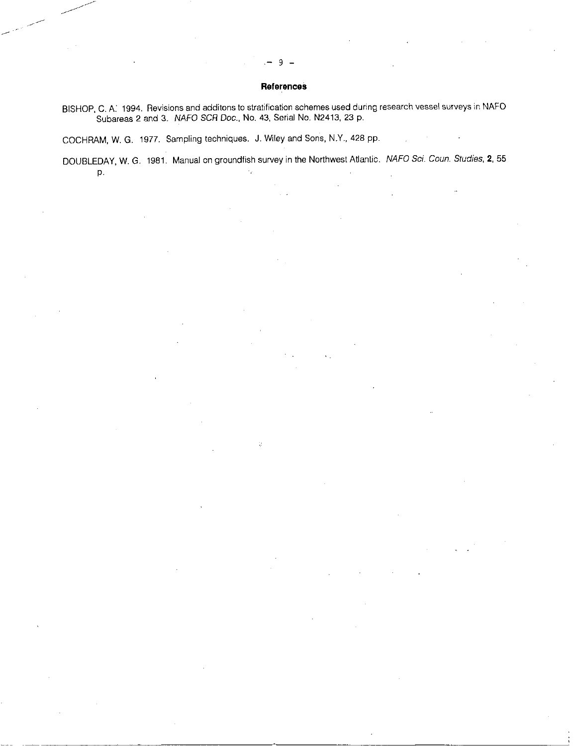## References

BISHOP, C. A. 1994. Revisions and additons to stratification schemes used during research vessel surveys in NAFO Subareas 2 and 3. *NAFO SCR Doc.*, No. 43, Serial No. N2413, 23 p.

COCHRAM, W. G. 1977. Sampling techniques. J. Wiley and Sons, N.Y., 428 pp.

DOUBLEDAY, W. G. 1981. Manual on groundfish survey in the Northwest Atlantic. *NAFO Sci. Coun. Studies*, **2**, 55 p.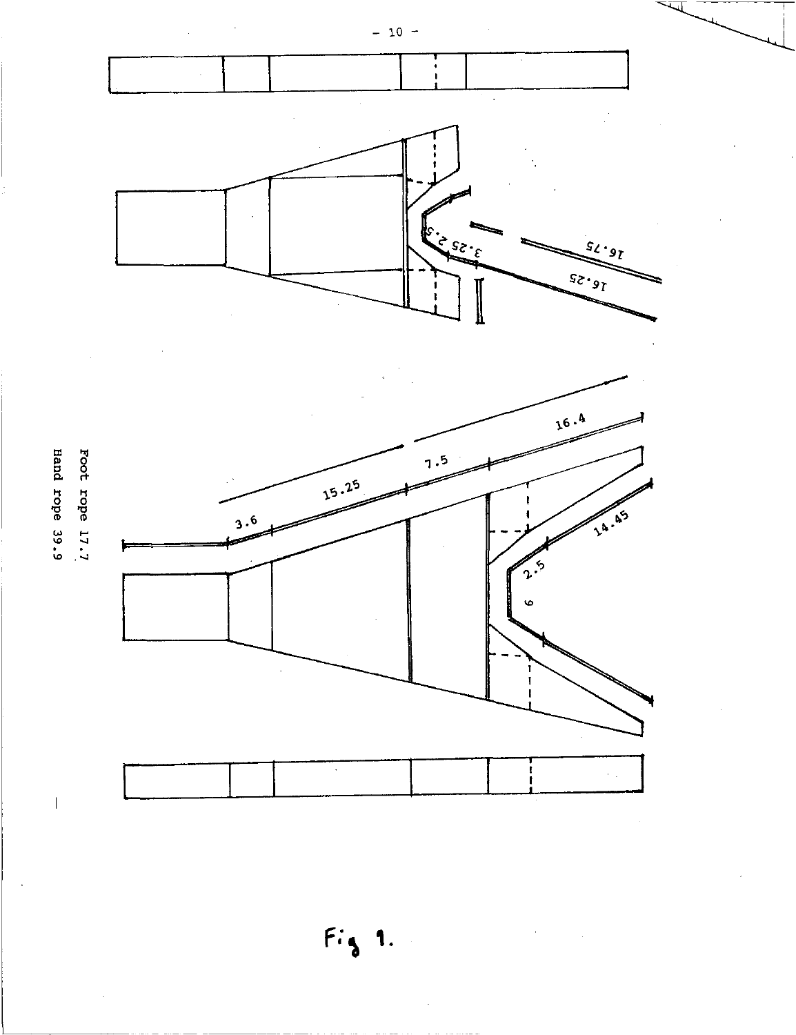16.75

16.25

3.25 2.5

3.6

15.25

7.5

16.4

14.45

2.5

6

Foot rope 17.7

Hand rope 39.9

Fig 1.